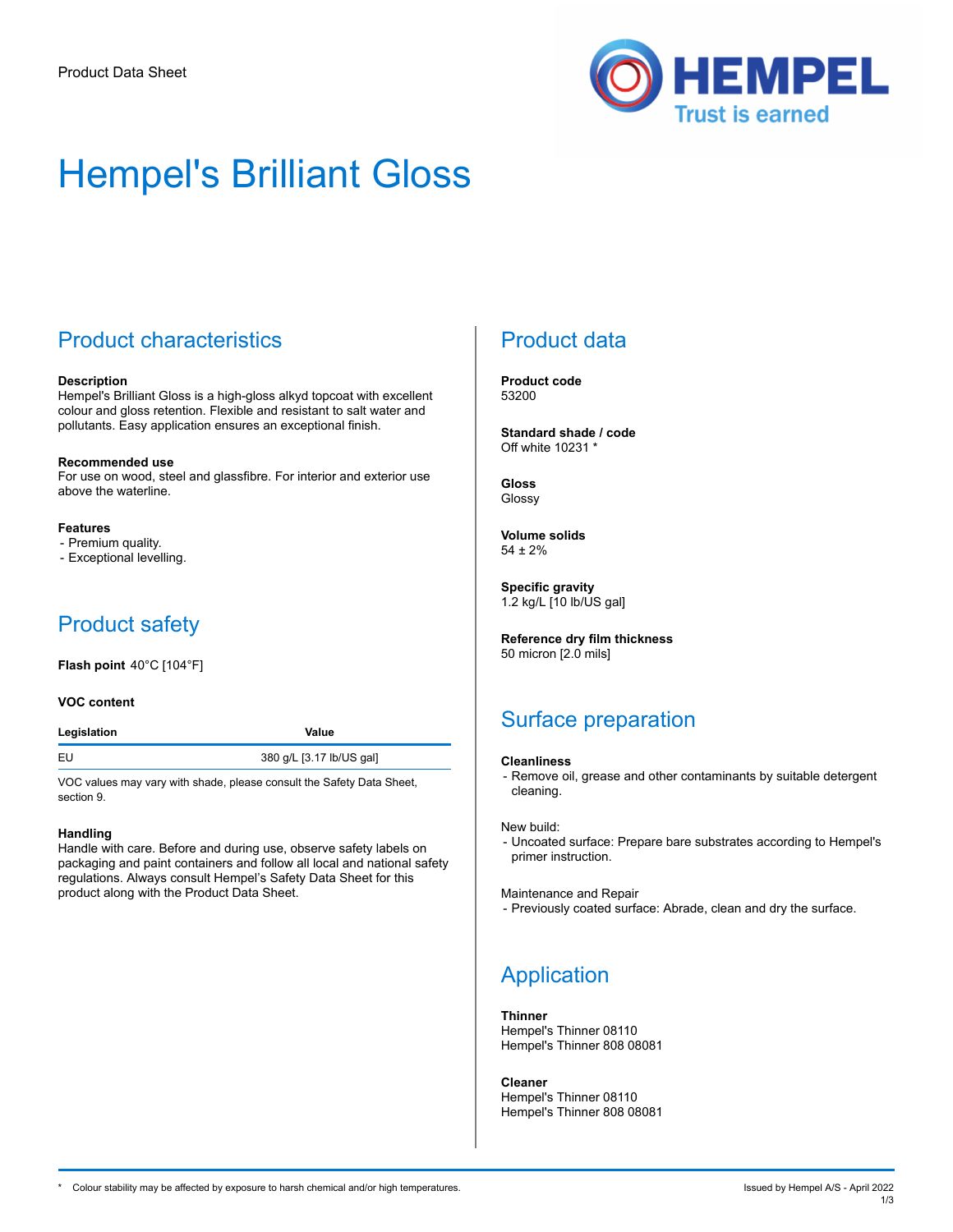Product Data Sheet

# Hempel's Brilliant Gloss

## Product characteristics

**Description**
Hempel's Brilliant Gloss is a high-gloss alkyd topcoat with excellent colour and gloss retention. Flexible and resistant to salt water and pollutants. Easy application ensures an exceptional finish.

**Recommended use**
For use on wood, steel and glassfibre. For interior and exterior use above the waterline.

**Features**
- Premium quality.
- Exceptional levelling.

## Product safety

**Flash point** 40°C [104°F]

**VOC content**

| Legislation | Value |
|---|---|
| EU | 380 g/L [3.17 lb/US gal] |

VOC values may vary with shade, please consult the Safety Data Sheet, section 9.

**Handling**
Handle with care. Before and during use, observe safety labels on packaging and paint containers and follow all local and national safety regulations. Always consult Hempel's Safety Data Sheet for this product along with the Product Data Sheet.

## Product data

**Product code**
53200

**Standard shade / code**
Off white 10231 *

**Gloss**
Glossy

**Volume solids**
54 ± 2%

**Specific gravity**
1.2 kg/L [10 lb/US gal]

**Reference dry film thickness**
50 micron [2.0 mils]

## Surface preparation

**Cleanliness**
- Remove oil, grease and other contaminants by suitable detergent cleaning.

New build:
- Uncoated surface: Prepare bare substrates according to Hempel's primer instruction.

Maintenance and Repair
- Previously coated surface: Abrade, clean and dry the surface.

## Application

**Thinner**
Hempel's Thinner 08110
Hempel's Thinner 808 08081

**Cleaner**
Hempel's Thinner 08110
Hempel's Thinner 808 08081

\* Colour stability may be affected by exposure to harsh chemical and/or high temperatures.

Issued by Hempel A/S - April 2022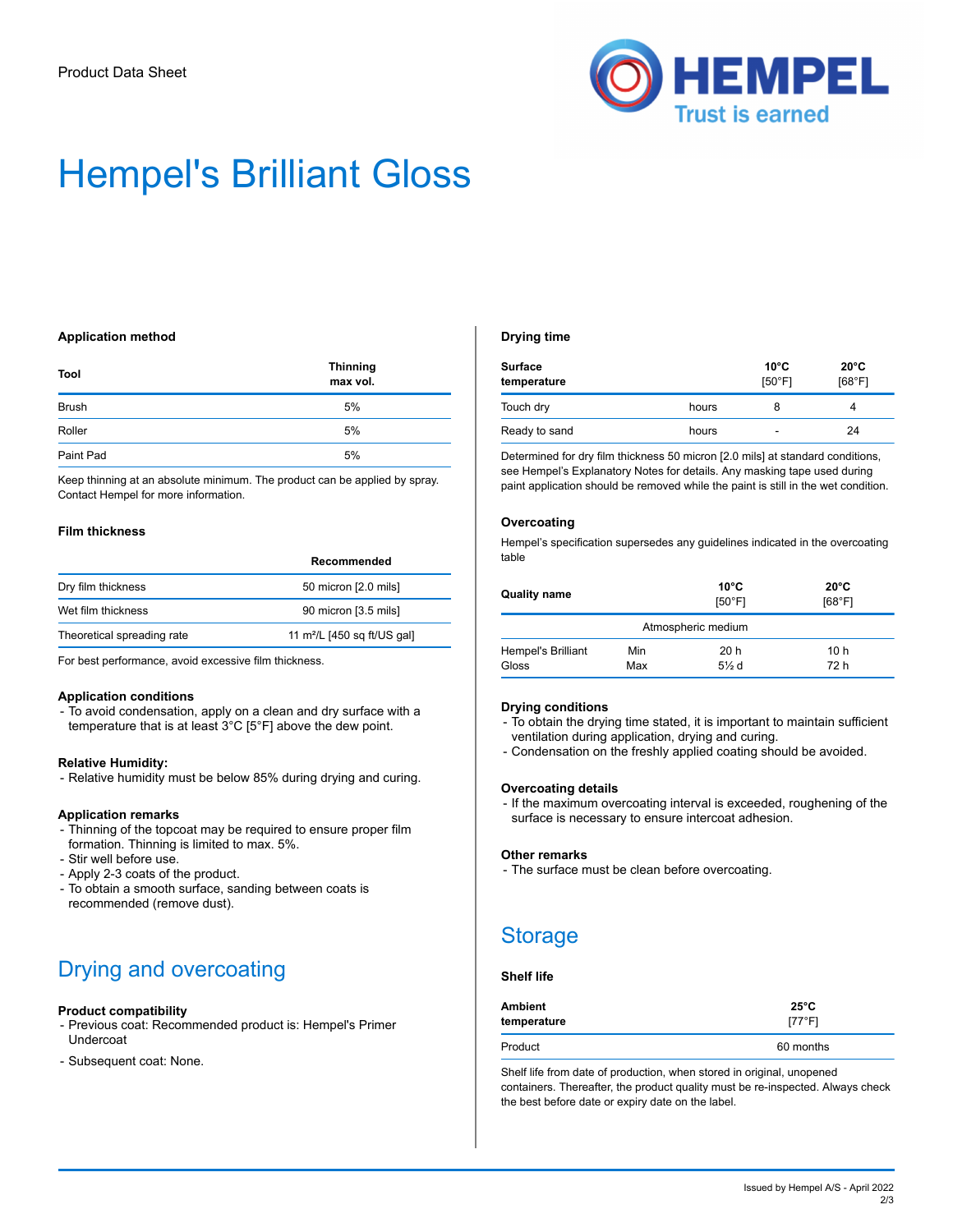Product Data Sheet

# Hempel's Brilliant Gloss

### Application method

| Tool | Thinning max vol. |
|---|---|
| Brush | 5% |
| Roller | 5% |
| Paint Pad | 5% |

Keep thinning at an absolute minimum. The product can be applied by spray. Contact Hempel for more information.

### Film thickness

| | Recommended |
|---|---|
| Dry film thickness | 50 micron [2.0 mils] |
| Wet film thickness | 90 micron [3.5 mils] |
| Theoretical spreading rate | 11 m²/L [450 sq ft/US gal] |

For best performance, avoid excessive film thickness.

### Application conditions

- To avoid condensation, apply on a clean and dry surface with a temperature that is at least 3°C [5°F] above the dew point.

### Relative Humidity:

- Relative humidity must be below 85% during drying and curing.

### Application remarks

- Thinning of the topcoat may be required to ensure proper film formation. Thinning is limited to max. 5%.
- Stir well before use.
- Apply 2-3 coats of the product.
- To obtain a smooth surface, sanding between coats is recommended (remove dust).

## Drying and overcoating

### Product compatibility

- Previous coat: Recommended product is: Hempel's Primer Undercoat
- Subsequent coat: None.

### Drying time

| Surface temperature | | 10°C [50°F] | 20°C [68°F] |
|---|---|---|---|
| Touch dry | hours | 8 | 4 |
| Ready to sand | hours | - | 24 |

Determined for dry film thickness 50 micron [2.0 mils] at standard conditions, see Hempel's Explanatory Notes for details. Any masking tape used during paint application should be removed while the paint is still in the wet condition.

### Overcoating

Hempel's specification supersedes any guidelines indicated in the overcoating table

| Quality name | | 10°C [50°F] | 20°C [68°F] |
|---|---|---|---|
| | | Atmospheric medium | |
| Hempel's Brilliant Gloss | Min | 20 h | 10 h |
| | Max | 5½ d | 72 h |

### Drying conditions

- To obtain the drying time stated, it is important to maintain sufficient ventilation during application, drying and curing.
- Condensation on the freshly applied coating should be avoided.

### Overcoating details

- If the maximum overcoating interval is exceeded, roughening of the surface is necessary to ensure intercoat adhesion.

### Other remarks

- The surface must be clean before overcoating.

## Storage

### Shelf life

| Ambient temperature | 25°C [77°F] |
|---|---|
| Product | 60 months |

Shelf life from date of production, when stored in original, unopened containers. Thereafter, the product quality must be re-inspected. Always check the best before date or expiry date on the label.

Issued by Hempel A/S - April 2022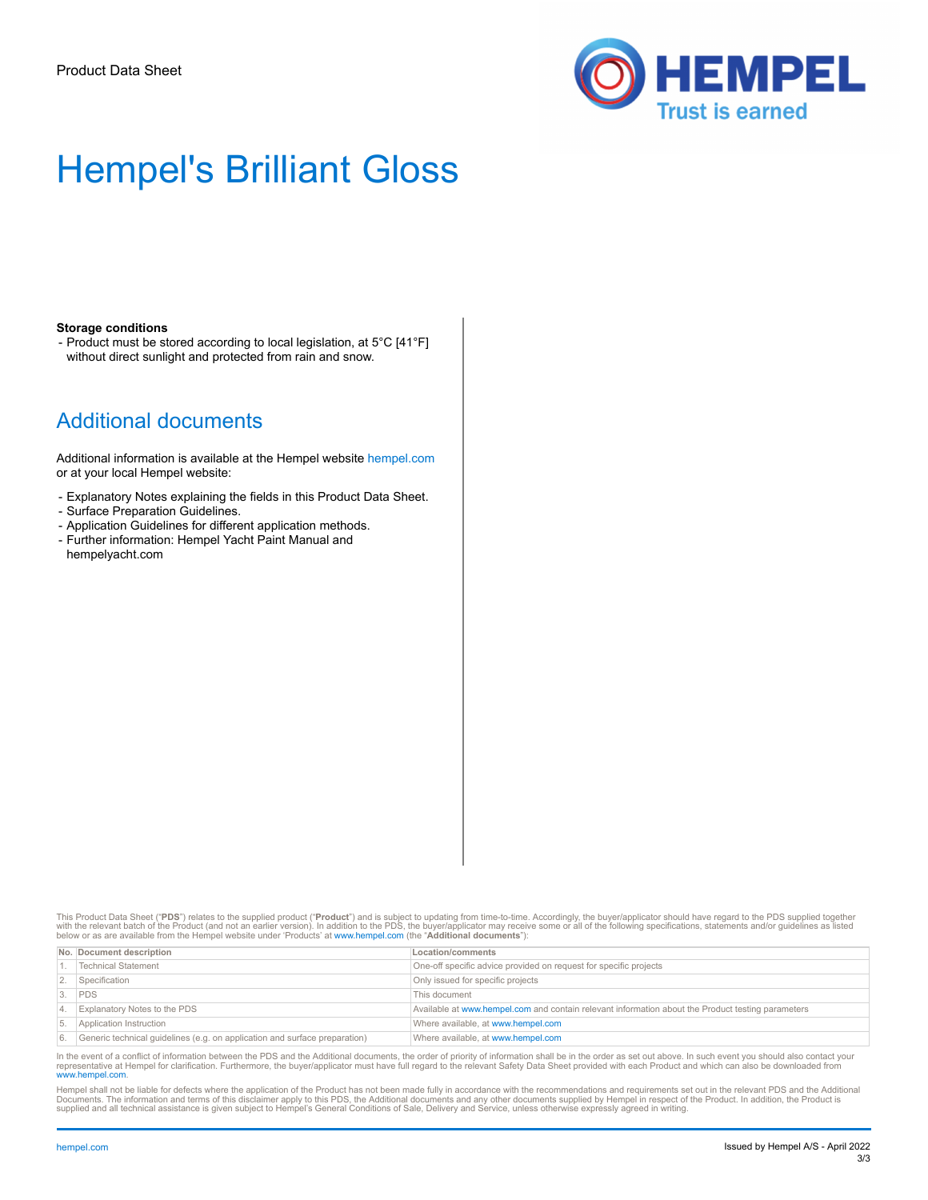# Hempel's Brilliant Gloss

**Storage conditions**

- Product must be stored according to local legislation, at 5°C [41°F] without direct sunlight and protected from rain and snow.

## Additional documents

Additional information is available at the Hempel website hempel.com or at your local Hempel website:

- Explanatory Notes explaining the fields in this Product Data Sheet.
- Surface Preparation Guidelines.
- Application Guidelines for different application methods.
- Further information: Hempel Yacht Paint Manual and hempelyacht.com

This Product Data Sheet ("**PDS**") relates to the supplied product ("**Product**") and is subject to updating from time-to-time. Accordingly, the buyer/applicator should have regard to the PDS supplied together with the relevant batch of the Product (and not an earlier version). In addition to the PDS, the buyer/applicator may receive some or all of the following specifications, statements and/or guidelines as listed below or as are available from the Hempel website under 'Products' at www.hempel.com (the "**Additional documents**"):

| No. | Document description | Location/comments |
|---|---|---|
| 1. | Technical Statement | One-off specific advice provided on request for specific projects |
| 2. | Specification | Only issued for specific projects |
| 3. | PDS | This document |
| 4. | Explanatory Notes to the PDS | Available at www.hempel.com and contain relevant information about the Product testing parameters |
| 5. | Application Instruction | Where available, at www.hempel.com |
| 6. | Generic technical guidelines (e.g. on application and surface preparation) | Where available, at www.hempel.com |

In the event of a conflict of information between the PDS and the Additional documents, the order of priority of information shall be in the order as set out above. In such event you should also contact your representative at Hempel for clarification. Furthermore, the buyer/applicator must have full regard to the relevant Safety Data Sheet provided with each Product and which can also be downloaded from www.hempel.com.

Hempel shall not be liable for defects where the application of the Product has not been made fully in accordance with the recommendations and requirements set out in the relevant PDS and the Additional Documents. The information and terms of this disclaimer apply to this PDS, the Additional documents and any other documents supplied by Hempel in respect of the Product. In addition, the Product is supplied and all technical assistance is given subject to Hempel's General Conditions of Sale, Delivery and Service, unless otherwise expressly agreed in writing.

Issued by Hempel A/S - April 2022